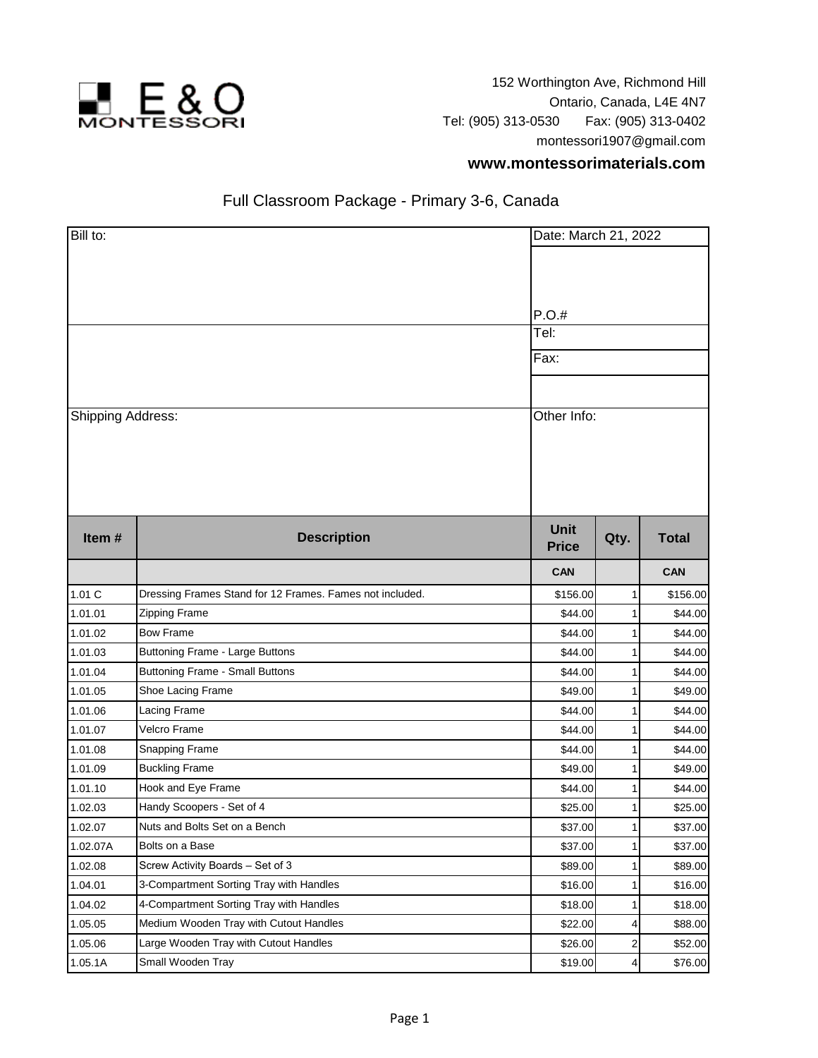E & O MONTESSORI

152 Worthington Ave, Richmond Hill
Ontario, Canada, L4E 4N7
Tel: (905) 313-0530 Fax: (905) 313-0402
montessori1907@gmail.com
**www.montessorimaterials.com**

## Full Classroom Package - Primary 3-6, Canada

| | |
|---|---|
| Bill to: | Date: March 21, 2022 |
| | P.O.# |
| | Tel: |
| | Fax: |
| Shipping Address: | Other Info: |

| Item # | Description | Unit Price | Qty. | Total |
|---|---|---|---|---|
| | | CAN | | CAN |
| 1.01 C | Dressing Frames Stand for 12 Frames. Fames not included. | $156.00 | 1 | $156.00 |
| 1.01.01 | Zipping Frame | $44.00 | 1 | $44.00 |
| 1.01.02 | Bow Frame | $44.00 | 1 | $44.00 |
| 1.01.03 | Buttoning Frame - Large Buttons | $44.00 | 1 | $44.00 |
| 1.01.04 | Buttoning Frame - Small Buttons | $44.00 | 1 | $44.00 |
| 1.01.05 | Shoe Lacing Frame | $49.00 | 1 | $49.00 |
| 1.01.06 | Lacing Frame | $44.00 | 1 | $44.00 |
| 1.01.07 | Velcro Frame | $44.00 | 1 | $44.00 |
| 1.01.08 | Snapping Frame | $44.00 | 1 | $44.00 |
| 1.01.09 | Buckling Frame | $49.00 | 1 | $49.00 |
| 1.01.10 | Hook and Eye Frame | $44.00 | 1 | $44.00 |
| 1.02.03 | Handy Scoopers - Set of 4 | $25.00 | 1 | $25.00 |
| 1.02.07 | Nuts and Bolts Set on a Bench | $37.00 | 1 | $37.00 |
| 1.02.07A | Bolts on a Base | $37.00 | 1 | $37.00 |
| 1.02.08 | Screw Activity Boards – Set of 3 | $89.00 | 1 | $89.00 |
| 1.04.01 | 3-Compartment Sorting Tray with Handles | $16.00 | 1 | $16.00 |
| 1.04.02 | 4-Compartment Sorting Tray with Handles | $18.00 | 1 | $18.00 |
| 1.05.05 | Medium Wooden Tray with Cutout Handles | $22.00 | 4 | $88.00 |
| 1.05.06 | Large Wooden Tray with Cutout Handles | $26.00 | 2 | $52.00 |
| 1.05.1A | Small Wooden Tray | $19.00 | 4 | $76.00 |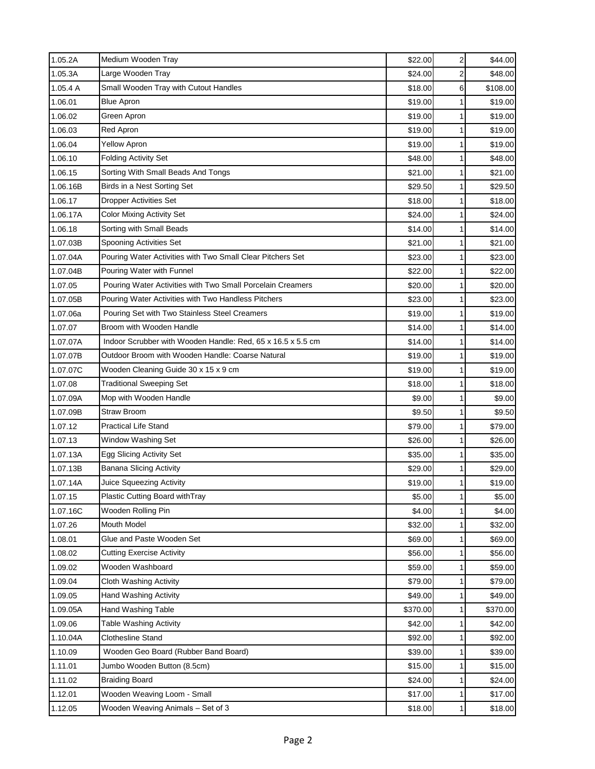| | | | | |
|---|---|---|---|---|
| 1.05.2A | Medium Wooden Tray | $22.00 | 2 | $44.00 |
| 1.05.3A | Large Wooden Tray | $24.00 | 2 | $48.00 |
| 1.05.4 A | Small Wooden Tray with Cutout Handles | $18.00 | 6 | $108.00 |
| 1.06.01 | Blue Apron | $19.00 | 1 | $19.00 |
| 1.06.02 | Green Apron | $19.00 | 1 | $19.00 |
| 1.06.03 | Red Apron | $19.00 | 1 | $19.00 |
| 1.06.04 | Yellow Apron | $19.00 | 1 | $19.00 |
| 1.06.10 | Folding Activity Set | $48.00 | 1 | $48.00 |
| 1.06.15 | Sorting With Small Beads And Tongs | $21.00 | 1 | $21.00 |
| 1.06.16B | Birds in a Nest Sorting Set | $29.50 | 1 | $29.50 |
| 1.06.17 | Dropper Activities Set | $18.00 | 1 | $18.00 |
| 1.06.17A | Color Mixing Activity Set | $24.00 | 1 | $24.00 |
| 1.06.18 | Sorting with Small Beads | $14.00 | 1 | $14.00 |
| 1.07.03B | Spooning Activities Set | $21.00 | 1 | $21.00 |
| 1.07.04A | Pouring Water Activities with Two Small Clear Pitchers Set | $23.00 | 1 | $23.00 |
| 1.07.04B | Pouring Water with Funnel | $22.00 | 1 | $22.00 |
| 1.07.05 | Pouring Water Activities with Two Small Porcelain Creamers | $20.00 | 1 | $20.00 |
| 1.07.05B | Pouring Water Activities with Two Handless Pitchers | $23.00 | 1 | $23.00 |
| 1.07.06a | Pouring Set with Two Stainless Steel Creamers | $19.00 | 1 | $19.00 |
| 1.07.07 | Broom with Wooden Handle | $14.00 | 1 | $14.00 |
| 1.07.07A | Indoor Scrubber with Wooden Handle: Red, 65 x 16.5 x 5.5 cm | $14.00 | 1 | $14.00 |
| 1.07.07B | Outdoor Broom with Wooden Handle: Coarse Natural | $19.00 | 1 | $19.00 |
| 1.07.07C | Wooden Cleaning Guide 30 x 15 x 9 cm | $19.00 | 1 | $19.00 |
| 1.07.08 | Traditional Sweeping Set | $18.00 | 1 | $18.00 |
| 1.07.09A | Mop with Wooden Handle | $9.00 | 1 | $9.00 |
| 1.07.09B | Straw Broom | $9.50 | 1 | $9.50 |
| 1.07.12 | Practical Life Stand | $79.00 | 1 | $79.00 |
| 1.07.13 | Window Washing Set | $26.00 | 1 | $26.00 |
| 1.07.13A | Egg Slicing Activity Set | $35.00 | 1 | $35.00 |
| 1.07.13B | Banana Slicing Activity | $29.00 | 1 | $29.00 |
| 1.07.14A | Juice Squeezing Activity | $19.00 | 1 | $19.00 |
| 1.07.15 | Plastic Cutting Board withTray | $5.00 | 1 | $5.00 |
| 1.07.16C | Wooden Rolling Pin | $4.00 | 1 | $4.00 |
| 1.07.26 | Mouth Model | $32.00 | 1 | $32.00 |
| 1.08.01 | Glue and Paste Wooden Set | $69.00 | 1 | $69.00 |
| 1.08.02 | Cutting Exercise Activity | $56.00 | 1 | $56.00 |
| 1.09.02 | Wooden Washboard | $59.00 | 1 | $59.00 |
| 1.09.04 | Cloth Washing Activity | $79.00 | 1 | $79.00 |
| 1.09.05 | Hand Washing Activity | $49.00 | 1 | $49.00 |
| 1.09.05A | Hand Washing Table | $370.00 | 1 | $370.00 |
| 1.09.06 | Table Washing Activity | $42.00 | 1 | $42.00 |
| 1.10.04A | Clothesline Stand | $92.00 | 1 | $92.00 |
| 1.10.09 | Wooden Geo Board (Rubber Band Board) | $39.00 | 1 | $39.00 |
| 1.11.01 | Jumbo Wooden Button (8.5cm) | $15.00 | 1 | $15.00 |
| 1.11.02 | Braiding Board | $24.00 | 1 | $24.00 |
| 1.12.01 | Wooden Weaving Loom - Small | $17.00 | 1 | $17.00 |
| 1.12.05 | Wooden Weaving Animals – Set of 3 | $18.00 | 1 | $18.00 |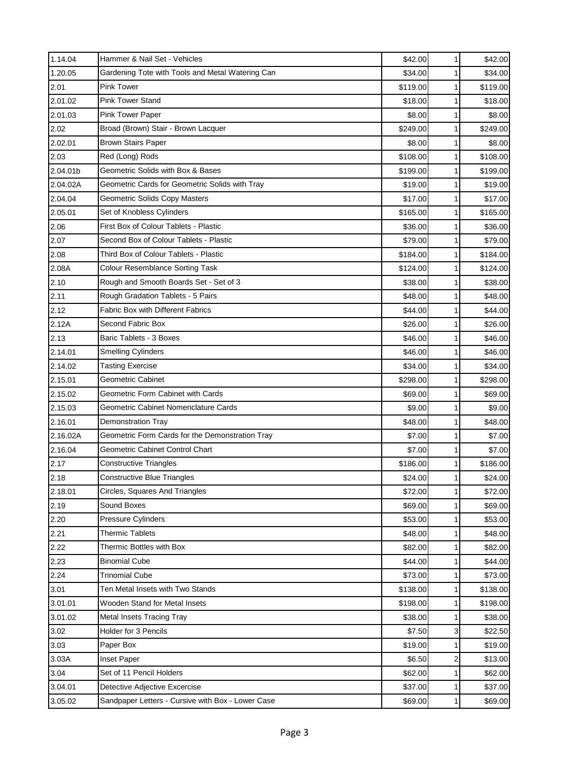| | | | | |
|---|---|---|---|---|
| 1.14.04 | Hammer & Nail Set - Vehicles | $42.00 | 1 | $42.00 |
| 1.20.05 | Gardening Tote with Tools and Metal Watering Can | $34.00 | 1 | $34.00 |
| 2.01 | Pink Tower | $119.00 | 1 | $119.00 |
| 2.01.02 | Pink Tower Stand | $18.00 | 1 | $18.00 |
| 2.01.03 | Pink Tower Paper | $8.00 | 1 | $8.00 |
| 2.02 | Broad (Brown) Stair - Brown Lacquer | $249.00 | 1 | $249.00 |
| 2.02.01 | Brown Stairs Paper | $8.00 | 1 | $8.00 |
| 2.03 | Red (Long) Rods | $108.00 | 1 | $108.00 |
| 2.04.01b | Geometric Solids with Box & Bases | $199.00 | 1 | $199.00 |
| 2.04.02A | Geometric Cards for Geometric Solids with Tray | $19.00 | 1 | $19.00 |
| 2.04.04 | Geometric Solids Copy Masters | $17.00 | 1 | $17.00 |
| 2.05.01 | Set of Knobless Cylinders | $165.00 | 1 | $165.00 |
| 2.06 | First Box of Colour Tablets - Plastic | $36.00 | 1 | $36.00 |
| 2.07 | Second Box of Colour Tablets - Plastic | $79.00 | 1 | $79.00 |
| 2.08 | Third Box of Colour Tablets - Plastic | $184.00 | 1 | $184.00 |
| 2.08A | Colour Resemblance Sorting Task | $124.00 | 1 | $124.00 |
| 2.10 | Rough and Smooth Boards Set - Set of 3 | $38.00 | 1 | $38.00 |
| 2.11 | Rough Gradation Tablets - 5 Pairs | $48.00 | 1 | $48.00 |
| 2.12 | Fabric Box with Different Fabrics | $44.00 | 1 | $44.00 |
| 2.12A | Second Fabric Box | $26.00 | 1 | $26.00 |
| 2.13 | Baric Tablets - 3 Boxes | $46.00 | 1 | $46.00 |
| 2.14.01 | Smelling Cylinders | $46.00 | 1 | $46.00 |
| 2.14.02 | Tasting Exercise | $34.00 | 1 | $34.00 |
| 2.15.01 | Geometric Cabinet | $298.00 | 1 | $298.00 |
| 2.15.02 | Geometric Form Cabinet with Cards | $69.00 | 1 | $69.00 |
| 2.15.03 | Geometric Cabinet Nomenclature Cards | $9.00 | 1 | $9.00 |
| 2.16.01 | Demonstration Tray | $48.00 | 1 | $48.00 |
| 2.16.02A | Geometric Form Cards for the Demonstration Tray | $7.00 | 1 | $7.00 |
| 2.16.04 | Geometric Cabinet Control Chart | $7.00 | 1 | $7.00 |
| 2.17 | Constructive Triangles | $186.00 | 1 | $186.00 |
| 2.18 | Constructive Blue Triangles | $24.00 | 1 | $24.00 |
| 2.18.01 | Circles, Squares And Triangles | $72.00 | 1 | $72.00 |
| 2.19 | Sound Boxes | $69.00 | 1 | $69.00 |
| 2.20 | Pressure Cylinders | $53.00 | 1 | $53.00 |
| 2.21 | Thermic Tablets | $48.00 | 1 | $48.00 |
| 2.22 | Thermic Bottles with Box | $82.00 | 1 | $82.00 |
| 2.23 | Binomial Cube | $44.00 | 1 | $44.00 |
| 2.24 | Trinomial Cube | $73.00 | 1 | $73.00 |
| 3.01 | Ten Metal Insets with Two Stands | $138.00 | 1 | $138.00 |
| 3.01.01 | Wooden Stand for Metal Insets | $198.00 | 1 | $198.00 |
| 3.01.02 | Metal Insets Tracing Tray | $38.00 | 1 | $38.00 |
| 3.02 | Holder for 3 Pencils | $7.50 | 3 | $22.50 |
| 3.03 | Paper Box | $19.00 | 1 | $19.00 |
| 3.03A | Inset Paper | $6.50 | 2 | $13.00 |
| 3.04 | Set of 11 Pencil Holders | $62.00 | 1 | $62.00 |
| 3.04.01 | Detective Adjective Excercise | $37.00 | 1 | $37.00 |
| 3.05.02 | Sandpaper Letters - Cursive with Box - Lower Case | $69.00 | 1 | $69.00 |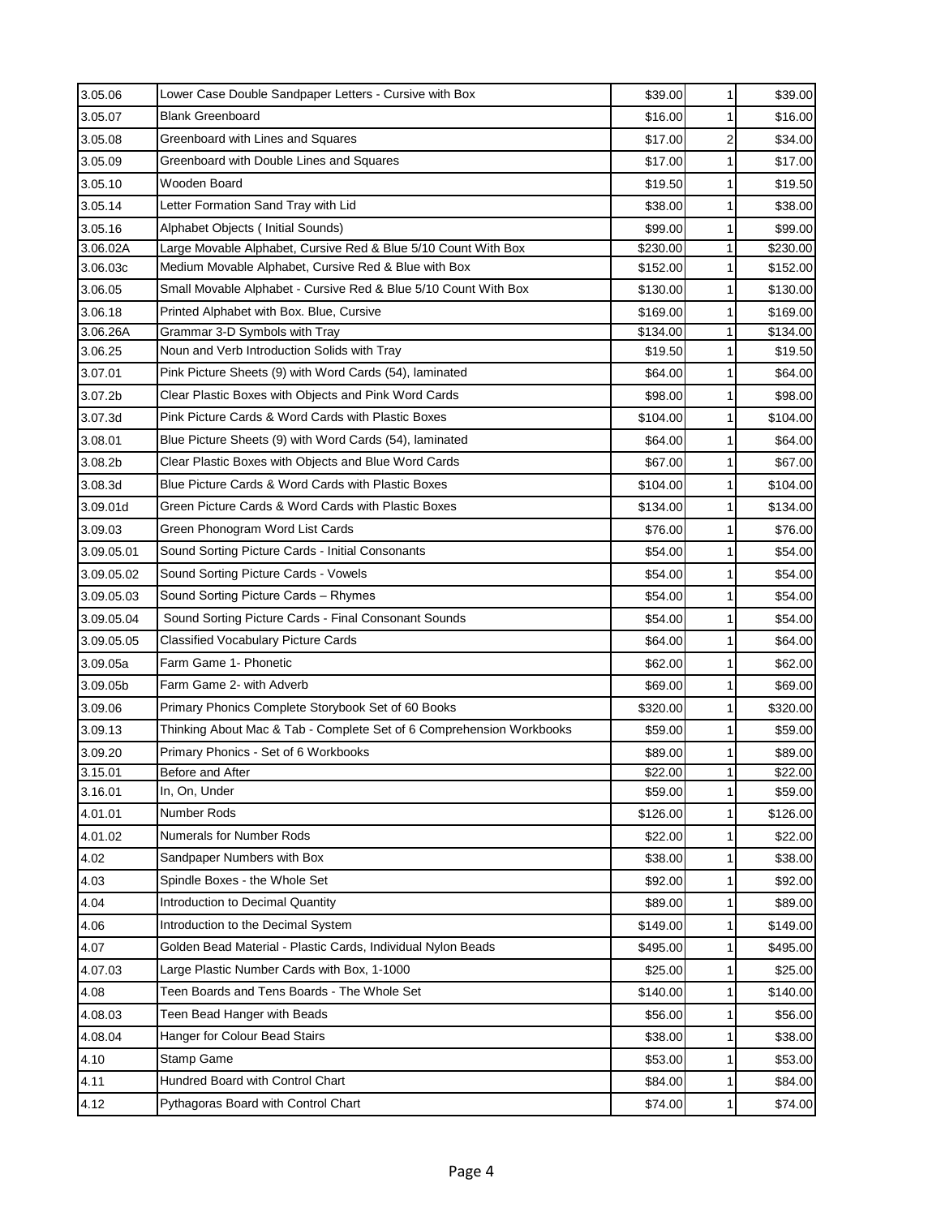| | | | | |
|---|---|---|---|---|
| 3.05.06 | Lower Case Double Sandpaper Letters - Cursive with Box | $39.00 | 1 | $39.00 |
| 3.05.07 | Blank Greenboard | $16.00 | 1 | $16.00 |
| 3.05.08 | Greenboard with Lines and Squares | $17.00 | 2 | $34.00 |
| 3.05.09 | Greenboard with Double Lines and Squares | $17.00 | 1 | $17.00 |
| 3.05.10 | Wooden Board | $19.50 | 1 | $19.50 |
| 3.05.14 | Letter Formation Sand Tray with Lid | $38.00 | 1 | $38.00 |
| 3.05.16 | Alphabet Objects ( Initial Sounds) | $99.00 | 1 | $99.00 |
| 3.06.02A | Large Movable Alphabet, Cursive Red & Blue 5/10 Count With Box | $230.00 | 1 | $230.00 |
| 3.06.03c | Medium Movable Alphabet, Cursive Red & Blue with Box | $152.00 | 1 | $152.00 |
| 3.06.05 | Small Movable Alphabet - Cursive Red & Blue 5/10 Count With Box | $130.00 | 1 | $130.00 |
| 3.06.18 | Printed Alphabet with Box. Blue, Cursive | $169.00 | 1 | $169.00 |
| 3.06.26A | Grammar 3-D Symbols with Tray | $134.00 | 1 | $134.00 |
| 3.06.25 | Noun and Verb Introduction Solids with Tray | $19.50 | 1 | $19.50 |
| 3.07.01 | Pink Picture Sheets (9) with Word Cards (54), laminated | $64.00 | 1 | $64.00 |
| 3.07.2b | Clear Plastic Boxes with Objects and Pink Word Cards | $98.00 | 1 | $98.00 |
| 3.07.3d | Pink Picture Cards & Word Cards with Plastic Boxes | $104.00 | 1 | $104.00 |
| 3.08.01 | Blue Picture Sheets (9) with Word Cards (54), laminated | $64.00 | 1 | $64.00 |
| 3.08.2b | Clear Plastic Boxes with Objects and Blue Word Cards | $67.00 | 1 | $67.00 |
| 3.08.3d | Blue Picture Cards & Word Cards with Plastic Boxes | $104.00 | 1 | $104.00 |
| 3.09.01d | Green Picture Cards & Word Cards with Plastic Boxes | $134.00 | 1 | $134.00 |
| 3.09.03 | Green Phonogram Word List Cards | $76.00 | 1 | $76.00 |
| 3.09.05.01 | Sound Sorting Picture Cards - Initial Consonants | $54.00 | 1 | $54.00 |
| 3.09.05.02 | Sound Sorting Picture Cards - Vowels | $54.00 | 1 | $54.00 |
| 3.09.05.03 | Sound Sorting Picture Cards – Rhymes | $54.00 | 1 | $54.00 |
| 3.09.05.04 | Sound Sorting Picture Cards - Final Consonant Sounds | $54.00 | 1 | $54.00 |
| 3.09.05.05 | Classified Vocabulary Picture Cards | $64.00 | 1 | $64.00 |
| 3.09.05a | Farm Game 1- Phonetic | $62.00 | 1 | $62.00 |
| 3.09.05b | Farm Game 2- with Adverb | $69.00 | 1 | $69.00 |
| 3.09.06 | Primary Phonics Complete Storybook Set of 60 Books | $320.00 | 1 | $320.00 |
| 3.09.13 | Thinking About Mac & Tab - Complete Set of 6 Comprehension Workbooks | $59.00 | 1 | $59.00 |
| 3.09.20 | Primary Phonics - Set of 6 Workbooks | $89.00 | 1 | $89.00 |
| 3.15.01 | Before and After | $22.00 | 1 | $22.00 |
| 3.16.01 | In, On, Under | $59.00 | 1 | $59.00 |
| 4.01.01 | Number Rods | $126.00 | 1 | $126.00 |
| 4.01.02 | Numerals for Number Rods | $22.00 | 1 | $22.00 |
| 4.02 | Sandpaper Numbers with Box | $38.00 | 1 | $38.00 |
| 4.03 | Spindle Boxes - the Whole Set | $92.00 | 1 | $92.00 |
| 4.04 | Introduction to Decimal Quantity | $89.00 | 1 | $89.00 |
| 4.06 | Introduction to the Decimal System | $149.00 | 1 | $149.00 |
| 4.07 | Golden Bead Material - Plastic Cards, Individual Nylon Beads | $495.00 | 1 | $495.00 |
| 4.07.03 | Large Plastic Number Cards with Box, 1-1000 | $25.00 | 1 | $25.00 |
| 4.08 | Teen Boards and Tens Boards - The Whole Set | $140.00 | 1 | $140.00 |
| 4.08.03 | Teen Bead Hanger with Beads | $56.00 | 1 | $56.00 |
| 4.08.04 | Hanger for Colour Bead Stairs | $38.00 | 1 | $38.00 |
| 4.10 | Stamp Game | $53.00 | 1 | $53.00 |
| 4.11 | Hundred Board with Control Chart | $84.00 | 1 | $84.00 |
| 4.12 | Pythagoras Board with Control Chart | $74.00 | 1 | $74.00 |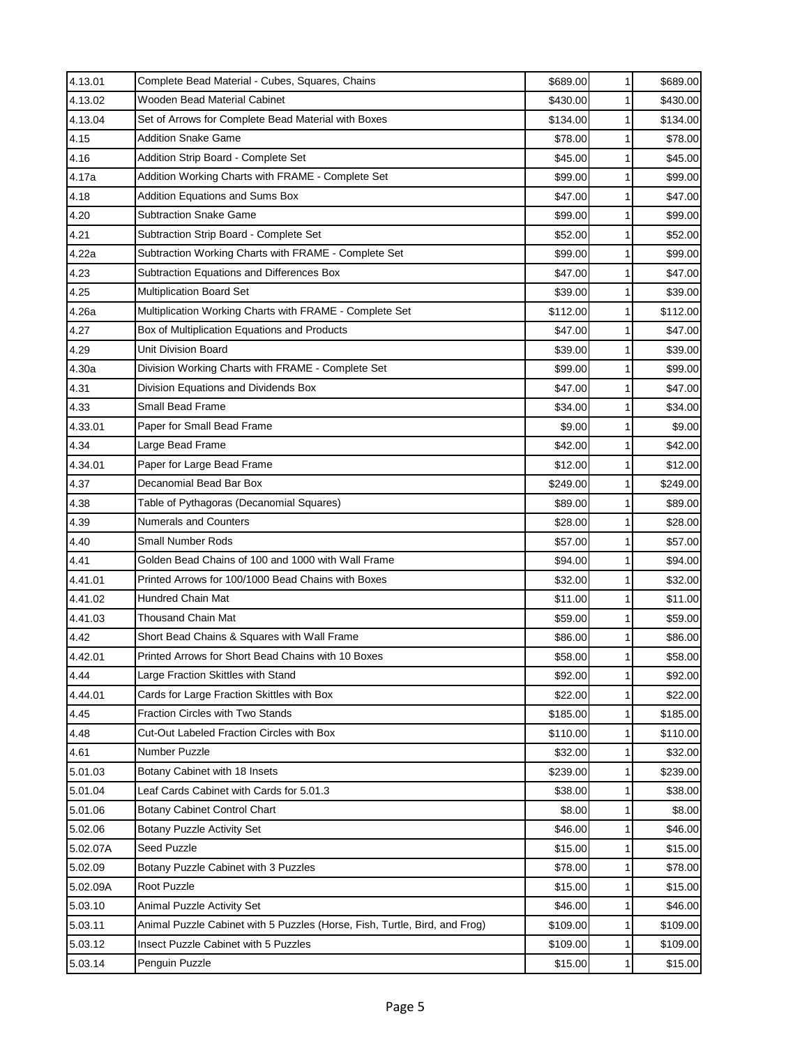| | | | | |
|---|---|---|---|---|
| 4.13.01 | Complete Bead Material - Cubes, Squares, Chains | $689.00 | 1 | $689.00 |
| 4.13.02 | Wooden Bead Material Cabinet | $430.00 | 1 | $430.00 |
| 4.13.04 | Set of Arrows for Complete Bead Material with Boxes | $134.00 | 1 | $134.00 |
| 4.15 | Addition Snake Game | $78.00 | 1 | $78.00 |
| 4.16 | Addition Strip Board - Complete Set | $45.00 | 1 | $45.00 |
| 4.17a | Addition Working Charts with FRAME - Complete Set | $99.00 | 1 | $99.00 |
| 4.18 | Addition Equations and Sums Box | $47.00 | 1 | $47.00 |
| 4.20 | Subtraction Snake Game | $99.00 | 1 | $99.00 |
| 4.21 | Subtraction Strip Board - Complete Set | $52.00 | 1 | $52.00 |
| 4.22a | Subtraction Working Charts with FRAME - Complete Set | $99.00 | 1 | $99.00 |
| 4.23 | Subtraction Equations and Differences Box | $47.00 | 1 | $47.00 |
| 4.25 | Multiplication Board Set | $39.00 | 1 | $39.00 |
| 4.26a | Multiplication Working Charts with FRAME - Complete Set | $112.00 | 1 | $112.00 |
| 4.27 | Box of Multiplication Equations and Products | $47.00 | 1 | $47.00 |
| 4.29 | Unit Division Board | $39.00 | 1 | $39.00 |
| 4.30a | Division Working Charts with FRAME - Complete Set | $99.00 | 1 | $99.00 |
| 4.31 | Division Equations and Dividends Box | $47.00 | 1 | $47.00 |
| 4.33 | Small Bead Frame | $34.00 | 1 | $34.00 |
| 4.33.01 | Paper for Small Bead Frame | $9.00 | 1 | $9.00 |
| 4.34 | Large Bead Frame | $42.00 | 1 | $42.00 |
| 4.34.01 | Paper for Large Bead Frame | $12.00 | 1 | $12.00 |
| 4.37 | Decanomial Bead Bar Box | $249.00 | 1 | $249.00 |
| 4.38 | Table of Pythagoras (Decanomial Squares) | $89.00 | 1 | $89.00 |
| 4.39 | Numerals and Counters | $28.00 | 1 | $28.00 |
| 4.40 | Small Number Rods | $57.00 | 1 | $57.00 |
| 4.41 | Golden Bead Chains of 100 and 1000 with Wall Frame | $94.00 | 1 | $94.00 |
| 4.41.01 | Printed Arrows for 100/1000 Bead Chains with Boxes | $32.00 | 1 | $32.00 |
| 4.41.02 | Hundred Chain Mat | $11.00 | 1 | $11.00 |
| 4.41.03 | Thousand Chain Mat | $59.00 | 1 | $59.00 |
| 4.42 | Short Bead Chains & Squares with Wall Frame | $86.00 | 1 | $86.00 |
| 4.42.01 | Printed Arrows for Short Bead Chains with 10 Boxes | $58.00 | 1 | $58.00 |
| 4.44 | Large Fraction Skittles with Stand | $92.00 | 1 | $92.00 |
| 4.44.01 | Cards for Large Fraction Skittles with Box | $22.00 | 1 | $22.00 |
| 4.45 | Fraction Circles with Two Stands | $185.00 | 1 | $185.00 |
| 4.48 | Cut-Out Labeled Fraction Circles with Box | $110.00 | 1 | $110.00 |
| 4.61 | Number Puzzle | $32.00 | 1 | $32.00 |
| 5.01.03 | Botany Cabinet with 18 Insets | $239.00 | 1 | $239.00 |
| 5.01.04 | Leaf Cards Cabinet with Cards for 5.01.3 | $38.00 | 1 | $38.00 |
| 5.01.06 | Botany Cabinet Control Chart | $8.00 | 1 | $8.00 |
| 5.02.06 | Botany Puzzle Activity Set | $46.00 | 1 | $46.00 |
| 5.02.07A | Seed Puzzle | $15.00 | 1 | $15.00 |
| 5.02.09 | Botany Puzzle Cabinet with 3 Puzzles | $78.00 | 1 | $78.00 |
| 5.02.09A | Root Puzzle | $15.00 | 1 | $15.00 |
| 5.03.10 | Animal Puzzle Activity Set | $46.00 | 1 | $46.00 |
| 5.03.11 | Animal Puzzle Cabinet with 5 Puzzles (Horse, Fish, Turtle, Bird, and Frog) | $109.00 | 1 | $109.00 |
| 5.03.12 | Insect Puzzle Cabinet with 5 Puzzles | $109.00 | 1 | $109.00 |
| 5.03.14 | Penguin Puzzle | $15.00 | 1 | $15.00 |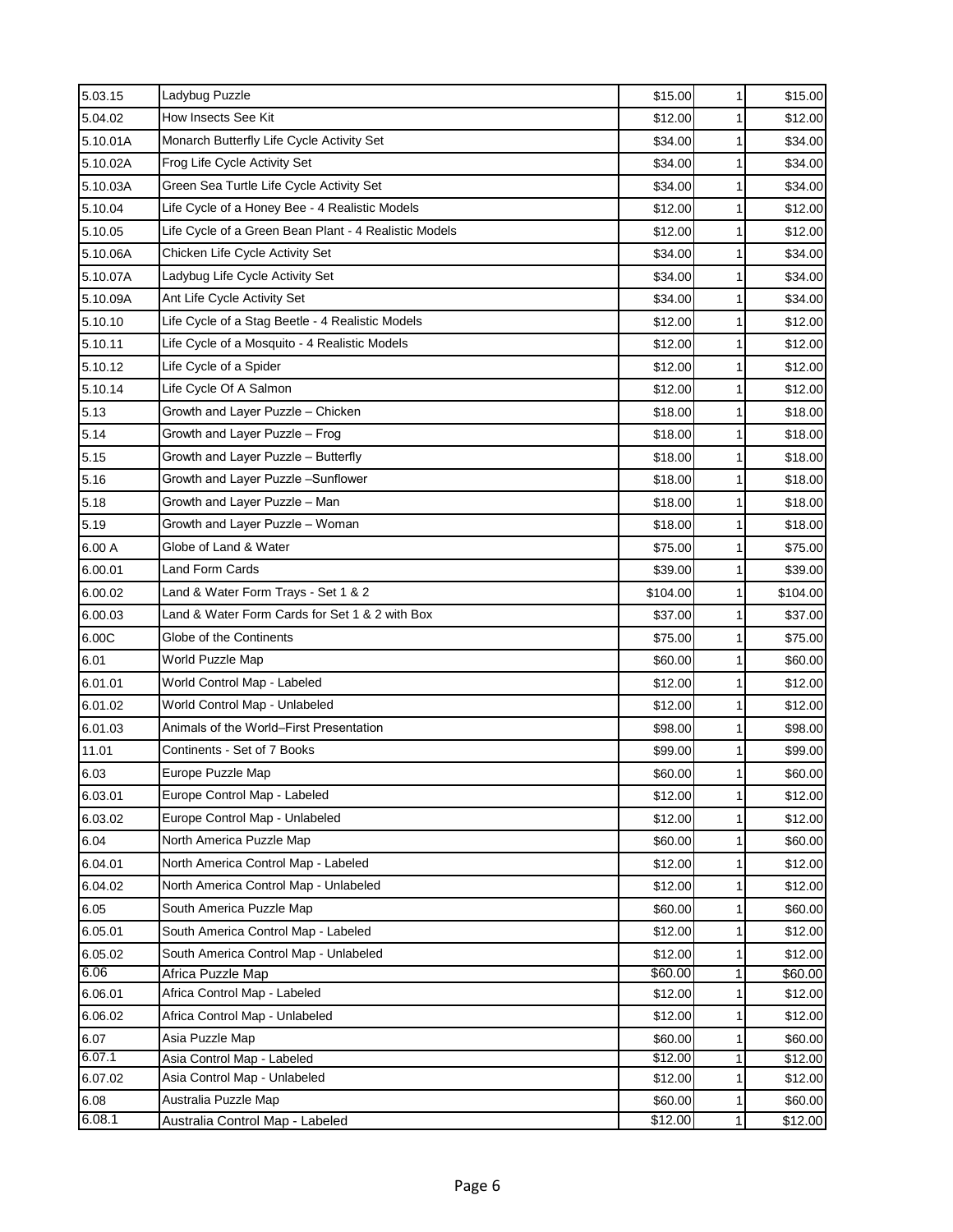| | | | | |
|---|---|---|---|---|
| 5.03.15 | Ladybug Puzzle | $15.00 | 1 | $15.00 |
| 5.04.02 | How Insects See Kit | $12.00 | 1 | $12.00 |
| 5.10.01A | Monarch Butterfly Life Cycle Activity Set | $34.00 | 1 | $34.00 |
| 5.10.02A | Frog Life Cycle Activity Set | $34.00 | 1 | $34.00 |
| 5.10.03A | Green Sea Turtle Life Cycle Activity Set | $34.00 | 1 | $34.00 |
| 5.10.04 | Life Cycle of a Honey Bee - 4 Realistic Models | $12.00 | 1 | $12.00 |
| 5.10.05 | Life Cycle of a Green Bean Plant - 4 Realistic Models | $12.00 | 1 | $12.00 |
| 5.10.06A | Chicken Life Cycle Activity Set | $34.00 | 1 | $34.00 |
| 5.10.07A | Ladybug Life Cycle Activity Set | $34.00 | 1 | $34.00 |
| 5.10.09A | Ant Life Cycle Activity Set | $34.00 | 1 | $34.00 |
| 5.10.10 | Life Cycle of a Stag Beetle - 4 Realistic Models | $12.00 | 1 | $12.00 |
| 5.10.11 | Life Cycle of a Mosquito - 4 Realistic Models | $12.00 | 1 | $12.00 |
| 5.10.12 | Life Cycle of a Spider | $12.00 | 1 | $12.00 |
| 5.10.14 | Life Cycle Of A Salmon | $12.00 | 1 | $12.00 |
| 5.13 | Growth and Layer Puzzle – Chicken | $18.00 | 1 | $18.00 |
| 5.14 | Growth and Layer Puzzle – Frog | $18.00 | 1 | $18.00 |
| 5.15 | Growth and Layer Puzzle – Butterfly | $18.00 | 1 | $18.00 |
| 5.16 | Growth and Layer Puzzle –Sunflower | $18.00 | 1 | $18.00 |
| 5.18 | Growth and Layer Puzzle – Man | $18.00 | 1 | $18.00 |
| 5.19 | Growth and Layer Puzzle – Woman | $18.00 | 1 | $18.00 |
| 6.00 A | Globe of Land & Water | $75.00 | 1 | $75.00 |
| 6.00.01 | Land Form Cards | $39.00 | 1 | $39.00 |
| 6.00.02 | Land & Water Form Trays - Set 1 & 2 | $104.00 | 1 | $104.00 |
| 6.00.03 | Land & Water Form Cards for Set 1 & 2 with Box | $37.00 | 1 | $37.00 |
| 6.00C | Globe of the Continents | $75.00 | 1 | $75.00 |
| 6.01 | World Puzzle Map | $60.00 | 1 | $60.00 |
| 6.01.01 | World Control Map - Labeled | $12.00 | 1 | $12.00 |
| 6.01.02 | World Control Map - Unlabeled | $12.00 | 1 | $12.00 |
| 6.01.03 | Animals of the World–First Presentation | $98.00 | 1 | $98.00 |
| 11.01 | Continents - Set of 7 Books | $99.00 | 1 | $99.00 |
| 6.03 | Europe Puzzle Map | $60.00 | 1 | $60.00 |
| 6.03.01 | Europe Control Map - Labeled | $12.00 | 1 | $12.00 |
| 6.03.02 | Europe Control Map - Unlabeled | $12.00 | 1 | $12.00 |
| 6.04 | North America Puzzle Map | $60.00 | 1 | $60.00 |
| 6.04.01 | North America Control Map - Labeled | $12.00 | 1 | $12.00 |
| 6.04.02 | North America Control Map - Unlabeled | $12.00 | 1 | $12.00 |
| 6.05 | South America Puzzle Map | $60.00 | 1 | $60.00 |
| 6.05.01 | South America Control Map - Labeled | $12.00 | 1 | $12.00 |
| 6.05.02 | South America Control Map - Unlabeled | $12.00 | 1 | $12.00 |
| 6.06 | Africa Puzzle Map | $60.00 | 1 | $60.00 |
| 6.06.01 | Africa Control Map - Labeled | $12.00 | 1 | $12.00 |
| 6.06.02 | Africa Control Map - Unlabeled | $12.00 | 1 | $12.00 |
| 6.07 | Asia Puzzle Map | $60.00 | 1 | $60.00 |
| 6.07.1 | Asia Control Map - Labeled | $12.00 | 1 | $12.00 |
| 6.07.02 | Asia Control Map - Unlabeled | $12.00 | 1 | $12.00 |
| 6.08 | Australia Puzzle Map | $60.00 | 1 | $60.00 |
| 6.08.1 | Australia Control Map - Labeled | $12.00 | 1 | $12.00 |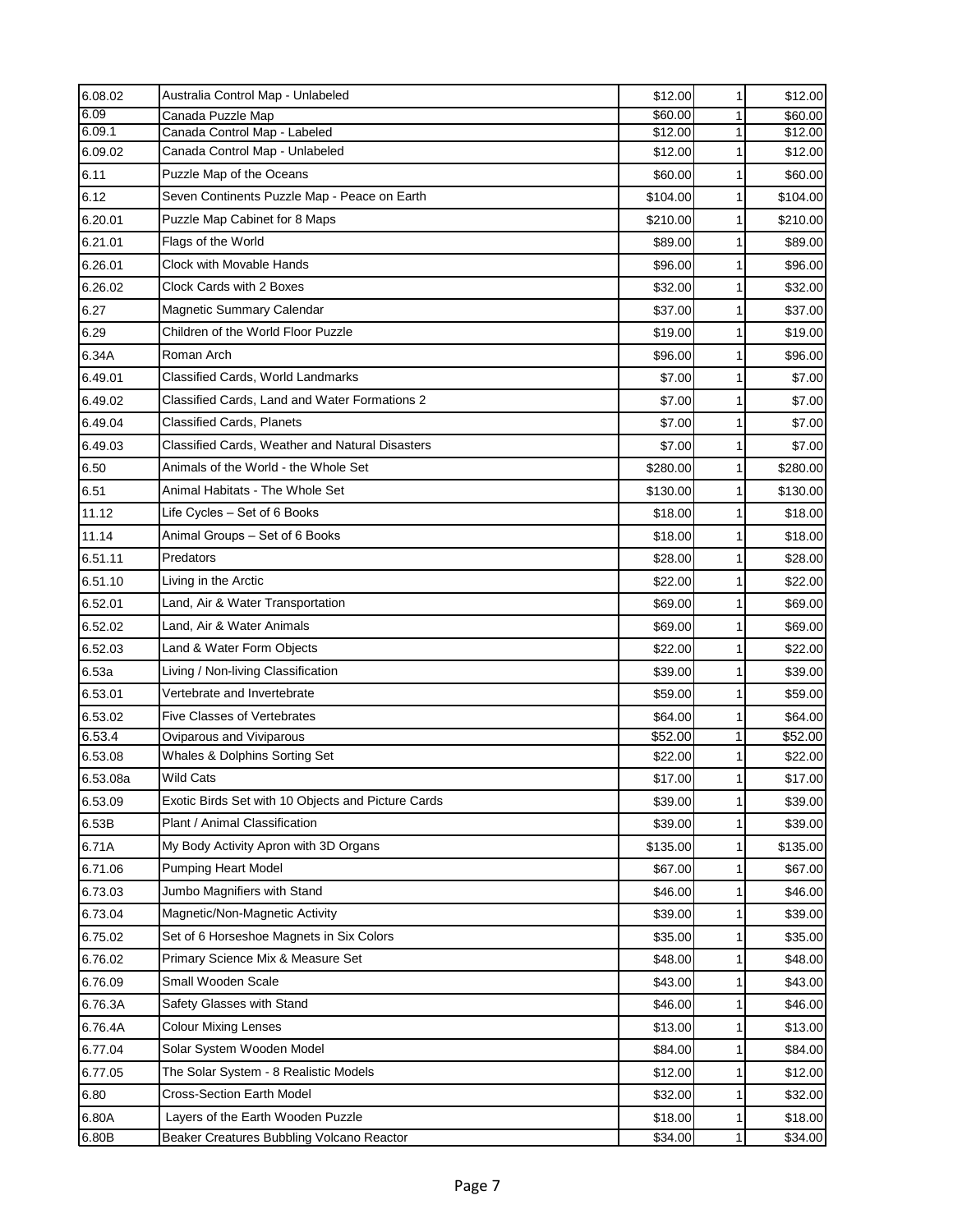| | | | | |
|---|---|---|---|---|
| 6.08.02 | Australia Control Map - Unlabeled | $12.00 | 1 | $12.00 |
| 6.09 | Canada Puzzle Map | $60.00 | 1 | $60.00 |
| 6.09.1 | Canada Control Map - Labeled | $12.00 | 1 | $12.00 |
| 6.09.02 | Canada Control Map - Unlabeled | $12.00 | 1 | $12.00 |
| 6.11 | Puzzle Map of the Oceans | $60.00 | 1 | $60.00 |
| 6.12 | Seven Continents Puzzle Map - Peace on Earth | $104.00 | 1 | $104.00 |
| 6.20.01 | Puzzle Map Cabinet for 8 Maps | $210.00 | 1 | $210.00 |
| 6.21.01 | Flags of the World | $89.00 | 1 | $89.00 |
| 6.26.01 | Clock with Movable Hands | $96.00 | 1 | $96.00 |
| 6.26.02 | Clock Cards with 2 Boxes | $32.00 | 1 | $32.00 |
| 6.27 | Magnetic Summary Calendar | $37.00 | 1 | $37.00 |
| 6.29 | Children of the World Floor Puzzle | $19.00 | 1 | $19.00 |
| 6.34A | Roman Arch | $96.00 | 1 | $96.00 |
| 6.49.01 | Classified Cards, World Landmarks | $7.00 | 1 | $7.00 |
| 6.49.02 | Classified Cards, Land and Water Formations 2 | $7.00 | 1 | $7.00 |
| 6.49.04 | Classified Cards, Planets | $7.00 | 1 | $7.00 |
| 6.49.03 | Classified Cards, Weather and Natural Disasters | $7.00 | 1 | $7.00 |
| 6.50 | Animals of the World - the Whole Set | $280.00 | 1 | $280.00 |
| 6.51 | Animal Habitats - The Whole Set | $130.00 | 1 | $130.00 |
| 11.12 | Life Cycles – Set of 6 Books | $18.00 | 1 | $18.00 |
| 11.14 | Animal Groups – Set of 6 Books | $18.00 | 1 | $18.00 |
| 6.51.11 | Predators | $28.00 | 1 | $28.00 |
| 6.51.10 | Living in the Arctic | $22.00 | 1 | $22.00 |
| 6.52.01 | Land, Air & Water Transportation | $69.00 | 1 | $69.00 |
| 6.52.02 | Land, Air & Water Animals | $69.00 | 1 | $69.00 |
| 6.52.03 | Land & Water Form Objects | $22.00 | 1 | $22.00 |
| 6.53a | Living / Non-living Classification | $39.00 | 1 | $39.00 |
| 6.53.01 | Vertebrate and Invertebrate | $59.00 | 1 | $59.00 |
| 6.53.02 | Five Classes of Vertebrates | $64.00 | 1 | $64.00 |
| 6.53.4 | Oviparous and Viviparous | $52.00 | 1 | $52.00 |
| 6.53.08 | Whales & Dolphins Sorting Set | $22.00 | 1 | $22.00 |
| 6.53.08a | Wild Cats | $17.00 | 1 | $17.00 |
| 6.53.09 | Exotic Birds Set with 10 Objects and Picture Cards | $39.00 | 1 | $39.00 |
| 6.53B | Plant / Animal Classification | $39.00 | 1 | $39.00 |
| 6.71A | My Body Activity Apron with 3D Organs | $135.00 | 1 | $135.00 |
| 6.71.06 | Pumping Heart Model | $67.00 | 1 | $67.00 |
| 6.73.03 | Jumbo Magnifiers with Stand | $46.00 | 1 | $46.00 |
| 6.73.04 | Magnetic/Non-Magnetic Activity | $39.00 | 1 | $39.00 |
| 6.75.02 | Set of 6 Horseshoe Magnets in Six Colors | $35.00 | 1 | $35.00 |
| 6.76.02 | Primary Science Mix & Measure Set | $48.00 | 1 | $48.00 |
| 6.76.09 | Small Wooden Scale | $43.00 | 1 | $43.00 |
| 6.76.3A | Safety Glasses with Stand | $46.00 | 1 | $46.00 |
| 6.76.4A | Colour Mixing Lenses | $13.00 | 1 | $13.00 |
| 6.77.04 | Solar System Wooden Model | $84.00 | 1 | $84.00 |
| 6.77.05 | The Solar System - 8 Realistic Models | $12.00 | 1 | $12.00 |
| 6.80 | Cross-Section Earth Model | $32.00 | 1 | $32.00 |
| 6.80A | Layers of the Earth Wooden Puzzle | $18.00 | 1 | $18.00 |
| 6.80B | Beaker Creatures Bubbling Volcano Reactor | $34.00 | 1 | $34.00 |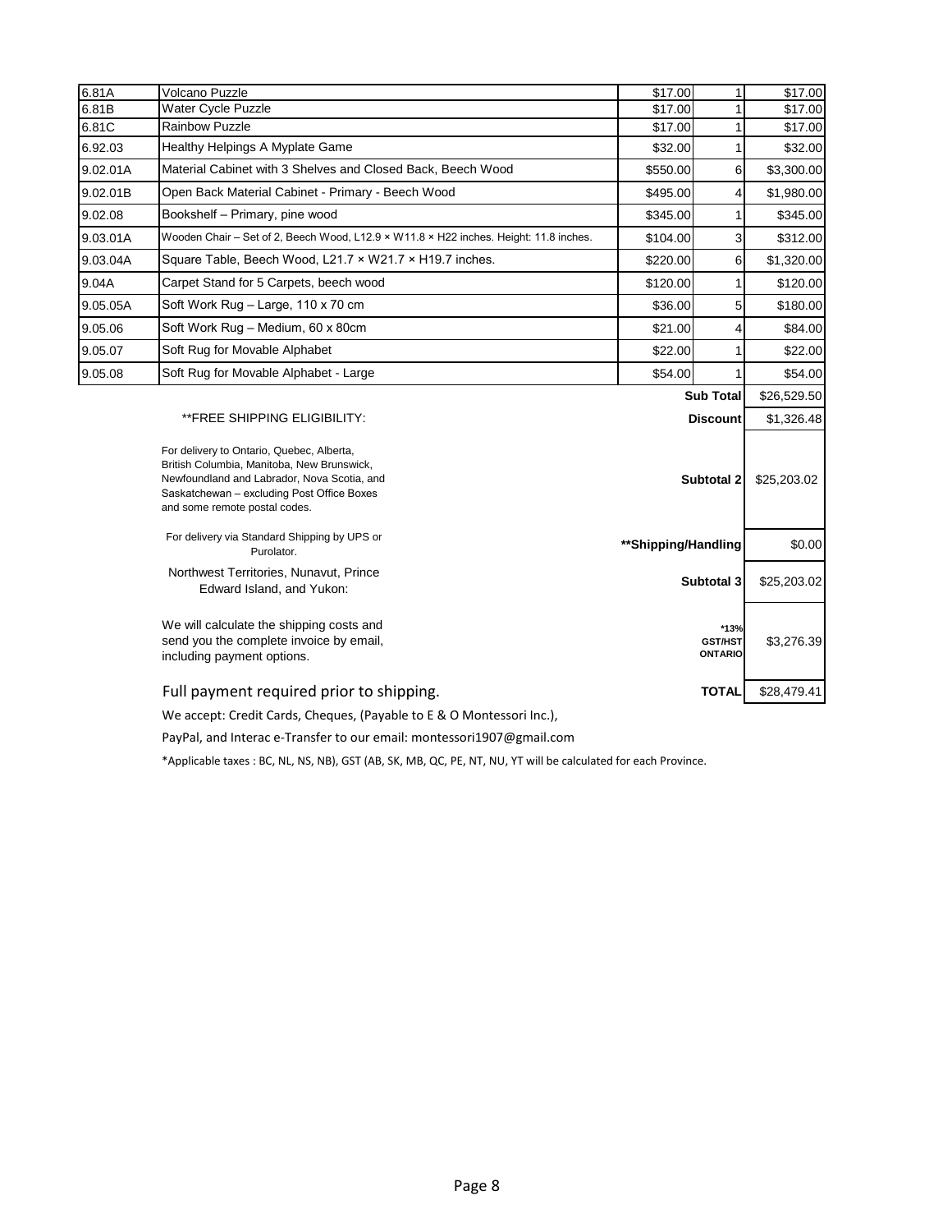| | | | | |
|---|---|---|---|---|
| 6.81A | Volcano Puzzle | $17.00 | 1 | $17.00 |
| 6.81B | Water Cycle Puzzle | $17.00 | 1 | $17.00 |
| 6.81C | Rainbow Puzzle | $17.00 | 1 | $17.00 |
| 6.92.03 | Healthy Helpings A Myplate Game | $32.00 | 1 | $32.00 |
| 9.02.01A | Material Cabinet with 3 Shelves and Closed Back, Beech Wood | $550.00 | 6 | $3,300.00 |
| 9.02.01B | Open Back Material Cabinet - Primary - Beech Wood | $495.00 | 4 | $1,980.00 |
| 9.02.08 | Bookshelf – Primary, pine wood | $345.00 | 1 | $345.00 |
| 9.03.01A | Wooden Chair – Set of 2, Beech Wood, L12.9 × W11.8 × H22 inches. Height: 11.8 inches. | $104.00 | 3 | $312.00 |
| 9.03.04A | Square Table, Beech Wood, L21.7 × W21.7 × H19.7 inches. | $220.00 | 6 | $1,320.00 |
| 9.04A | Carpet Stand for 5 Carpets, beech wood | $120.00 | 1 | $120.00 |
| 9.05.05A | Soft Work Rug – Large, 110 x 70 cm | $36.00 | 5 | $180.00 |
| 9.05.06 | Soft Work Rug – Medium, 60 x 80cm | $21.00 | 4 | $84.00 |
| 9.05.07 | Soft Rug for Movable Alphabet | $22.00 | 1 | $22.00 |
| 9.05.08 | Soft Rug for Movable Alphabet - Large | $54.00 | 1 | $54.00 |

| | | |
|---|---|---|
| | **Sub Total** | $26,529.50 |
| **FREE SHIPPING ELIGIBILITY: | **Discount** | $1,326.48 |
| For delivery to Ontario, Quebec, Alberta, British Columbia, Manitoba, New Brunswick, Newfoundland and Labrador, Nova Scotia, and Saskatchewan – excluding Post Office Boxes and some remote postal codes. | **Subtotal 2** | $25,203.02 |
| For delivery via Standard Shipping by UPS or Purolator. | **Shipping/Handling** | $0.00 |
| Northwest Territories, Nunavut, Prince Edward Island, and Yukon: | **Subtotal 3** | $25,203.02 |
| We will calculate the shipping costs and send you the complete invoice by email, including payment options. | ***13% GST/HST ONTARIO** | $3,276.39 |
| Full payment required prior to shipping. | **TOTAL** | $28,479.41 |

We accept: Credit Cards, Cheques, (Payable to E & O Montessori Inc.),

PayPal, and Interac e-Transfer to our email: montessori1907@gmail.com

*Applicable taxes : BC, NL, NS, NB), GST (AB, SK, MB, QC, PE, NT, NU, YT will be calculated for each Province.